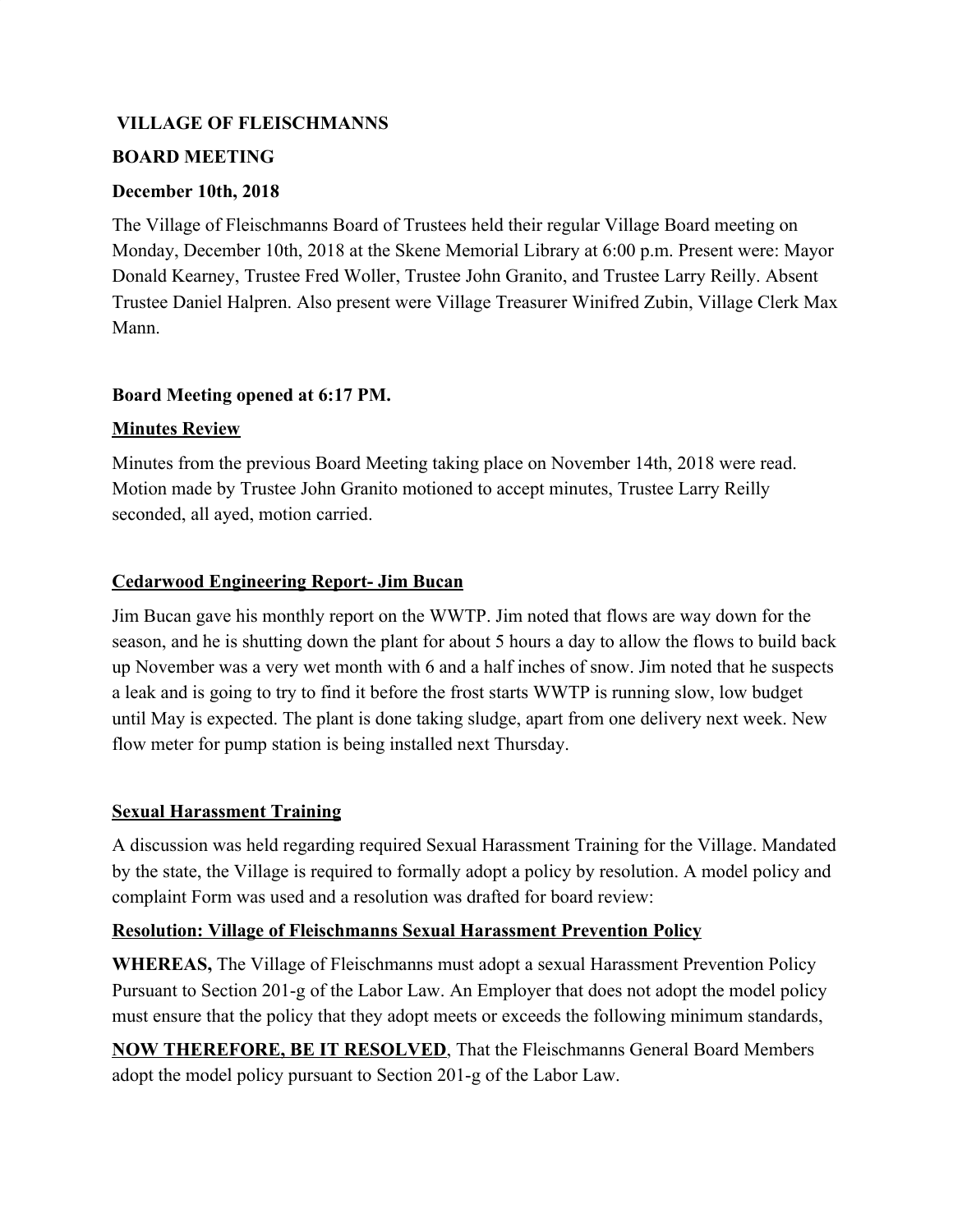**VILLAGE OF FLEISCHMANNS**

**BOARD MEETING**

**December 10th, 2018**

The Village of Fleischmanns Board of Trustees held their regular Village Board meeting on Monday, December 10th, 2018 at the Skene Memorial Library at 6:00 p.m. Present were: Mayor Donald Kearney, Trustee Fred Woller, Trustee John Granito, and Trustee Larry Reilly. Absent Trustee Daniel Halpren. Also present were Village Treasurer Winifred Zubin, Village Clerk Max Mann.

**Board Meeting opened at 6:17 PM.**

**Minutes Review**

Minutes from the previous Board Meeting taking place on November 14th, 2018 were read. Motion made by Trustee John Granito motioned to accept minutes, Trustee Larry Reilly seconded, all ayed, motion carried.

**Cedarwood Engineering Report- Jim Bucan**

Jim Bucan gave his monthly report on the WWTP. Jim noted that flows are way down for the season, and he is shutting down the plant for about 5 hours a day to allow the flows to build back up November was a very wet month with 6 and a half inches of snow. Jim noted that he suspects a leak and is going to try to find it before the frost starts WWTP is running slow, low budget until May is expected. The plant is done taking sludge, apart from one delivery next week. New flow meter for pump station is being installed next Thursday.

**Sexual Harassment Training**

A discussion was held regarding required Sexual Harassment Training for the Village. Mandated by the state, the Village is required to formally adopt a policy by resolution. A model policy and complaint Form was used and a resolution was drafted for board review:

**Resolution: Village of Fleischmanns Sexual Harassment Prevention Policy**

**WHEREAS,** The Village of Fleischmanns must adopt a sexual Harassment Prevention Policy Pursuant to Section 201-g of the Labor Law. An Employer that does not adopt the model policy must ensure that the policy that they adopt meets or exceeds the following minimum standards,

**NOW THEREFORE, BE IT RESOLVED**, That the Fleischmanns General Board Members adopt the model policy pursuant to Section 201-g of the Labor Law.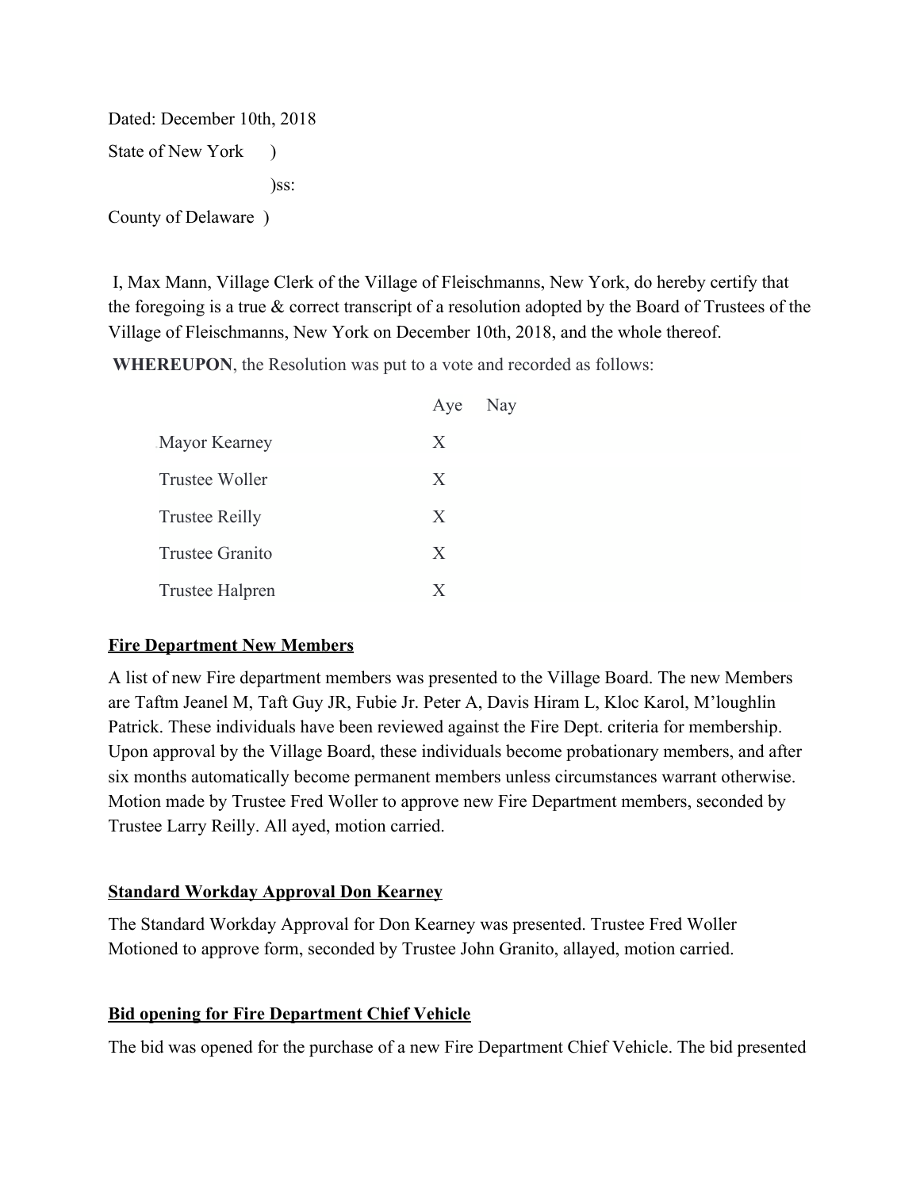Dated: December 10th, 2018

State of New York )

)ss:

County of Delaware )

I, Max Mann, Village Clerk of the Village of Fleischmanns, New York, do hereby certify that the foregoing is a true & correct transcript of a resolution adopted by the Board of Trustees of the Village of Fleischmanns, New York on December 10th, 2018, and the whole thereof.

**WHEREUPON**, the Resolution was put to a vote and recorded as follows:

| | Aye | Nay |
|---|---|---|
| Mayor Kearney | X | |
| Trustee Woller | X | |
| Trustee Reilly | X | |
| Trustee Granito | X | |
| Trustee Halpren | X | |

**Fire Department New Members**

A list of new Fire department members was presented to the Village Board. The new Members are Taftm Jeanel M, Taft Guy JR, Fubie Jr. Peter A, Davis Hiram L, Kloc Karol, M'loughlin Patrick. These individuals have been reviewed against the Fire Dept. criteria for membership. Upon approval by the Village Board, these individuals become probationary members, and after six months automatically become permanent members unless circumstances warrant otherwise. Motion made by Trustee Fred Woller to approve new Fire Department members, seconded by Trustee Larry Reilly. All ayed, motion carried.

**Standard Workday Approval Don Kearney**

The Standard Workday Approval for Don Kearney was presented. Trustee Fred Woller Motioned to approve form, seconded by Trustee John Granito, allayed, motion carried.

**Bid opening for Fire Department Chief Vehicle**

The bid was opened for the purchase of a new Fire Department Chief Vehicle. The bid presented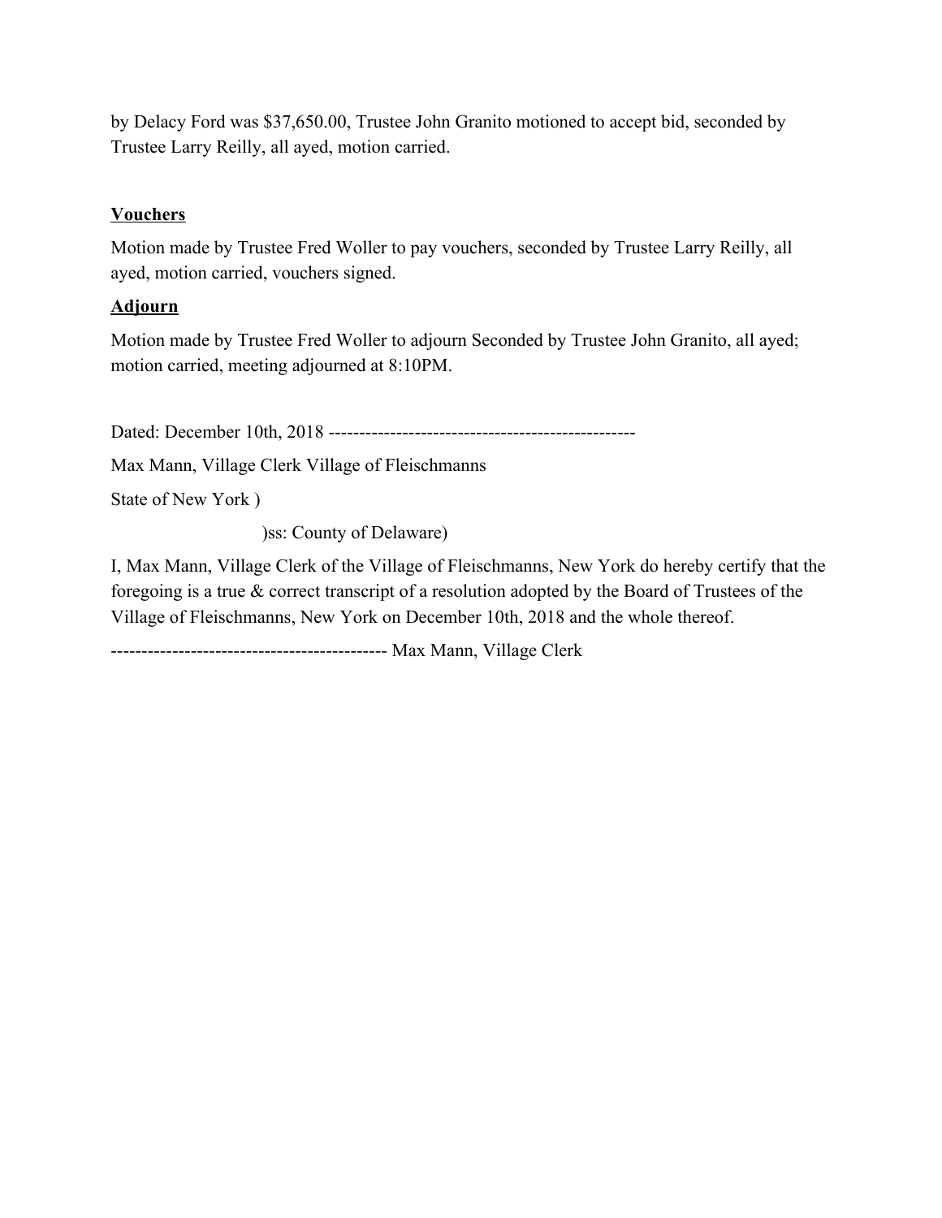by Delacy Ford was $37,650.00, Trustee John Granito motioned to accept bid, seconded by Trustee Larry Reilly, all ayed, motion carried.

**<u>Vouchers</u>**

Motion made by Trustee Fred Woller to pay vouchers, seconded by Trustee Larry Reilly, all ayed, motion carried, vouchers signed.

**<u>Adjourn</u>**

Motion made by Trustee Fred Woller to adjourn Seconded by Trustee John Granito, all ayed; motion carried, meeting adjourned at 8:10PM.

Dated: December 10th, 2018 --------------------------------------------------

Max Mann, Village Clerk Village of Fleischmanns

State of New York )

)ss: County of Delaware)

I, Max Mann, Village Clerk of the Village of Fleischmanns, New York do hereby certify that the foregoing is a true & correct transcript of a resolution adopted by the Board of Trustees of the Village of Fleischmanns, New York on December 10th, 2018 and the whole thereof.

--------------------------------------------- Max Mann, Village Clerk